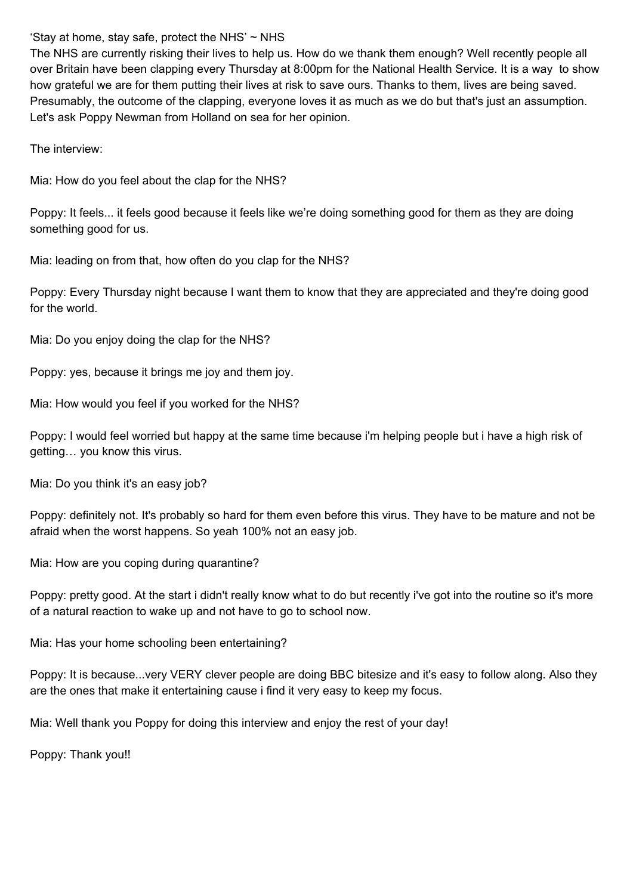‘Stay at home, stay safe, protect the NHS’ ~ NHS

The NHS are currently risking their lives to help us. How do we thank them enough? Well recently people all over Britain have been clapping every Thursday at 8:00pm for the National Health Service. It is a way to show how grateful we are for them putting their lives at risk to save ours. Thanks to them, lives are being saved. Presumably, the outcome of the clapping, everyone loves it as much as we do but that's just an assumption. Let's ask Poppy Newman from Holland on sea for her opinion.

The interview:

Mia: How do you feel about the clap for the NHS?

Poppy: It feels... it feels good because it feels like we’re doing something good for them as they are doing something good for us.

Mia: leading on from that, how often do you clap for the NHS?

Poppy: Every Thursday night because I want them to know that they are appreciated and they're doing good for the world.

Mia: Do you enjoy doing the clap for the NHS?

Poppy: yes, because it brings me joy and them joy.

Mia: How would you feel if you worked for the NHS?

Poppy: I would feel worried but happy at the same time because i'm helping people but i have a high risk of getting… you know this virus.

Mia: Do you think it's an easy job?

Poppy: definitely not. It's probably so hard for them even before this virus. They have to be mature and not be afraid when the worst happens. So yeah 100% not an easy job.

Mia: How are you coping during quarantine?

Poppy: pretty good. At the start i didn't really know what to do but recently i've got into the routine so it's more of a natural reaction to wake up and not have to go to school now.

Mia: Has your home schooling been entertaining?

Poppy: It is because...very VERY clever people are doing BBC bitesize and it's easy to follow along. Also they are the ones that make it entertaining cause i find it very easy to keep my focus.

Mia: Well thank you Poppy for doing this interview and enjoy the rest of your day!

Poppy: Thank you!!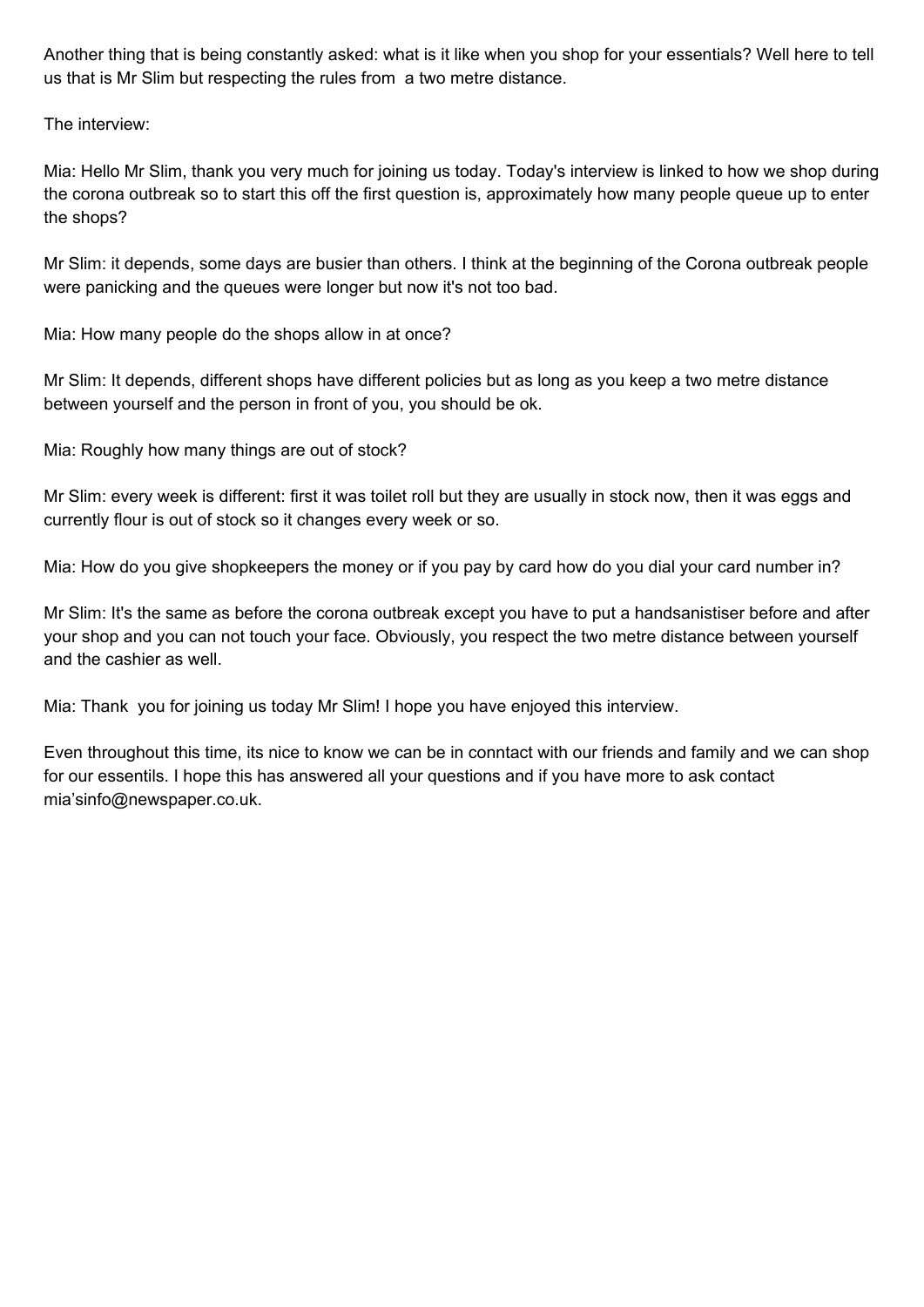Another thing that is being constantly asked: what is it like when you shop for your essentials? Well here to tell us that is Mr Slim but respecting the rules from  a two metre distance.

The interview:

Mia: Hello Mr Slim, thank you very much for joining us today. Today's interview is linked to how we shop during the corona outbreak so to start this off the first question is, approximately how many people queue up to enter the shops?

Mr Slim: it depends, some days are busier than others. I think at the beginning of the Corona outbreak people were panicking and the queues were longer but now it's not too bad.

Mia: How many people do the shops allow in at once?

Mr Slim: It depends, different shops have different policies but as long as you keep a two metre distance between yourself and the person in front of you, you should be ok.

Mia: Roughly how many things are out of stock?

Mr Slim: every week is different: first it was toilet roll but they are usually in stock now, then it was eggs and currently flour is out of stock so it changes every week or so.

Mia: How do you give shopkeepers the money or if you pay by card how do you dial your card number in?

Mr Slim: It's the same as before the corona outbreak except you have to put a handsanistiser before and after your shop and you can not touch your face. Obviously, you respect the two metre distance between yourself and the cashier as well.

Mia: Thank  you for joining us today Mr Slim! I hope you have enjoyed this interview.

Even throughout this time, its nice to know we can be in conntact with our friends and family and we can shop for our essentils. I hope this has answered all your questions and if you have more to ask contact mia'sinfo@newspaper.co.uk.